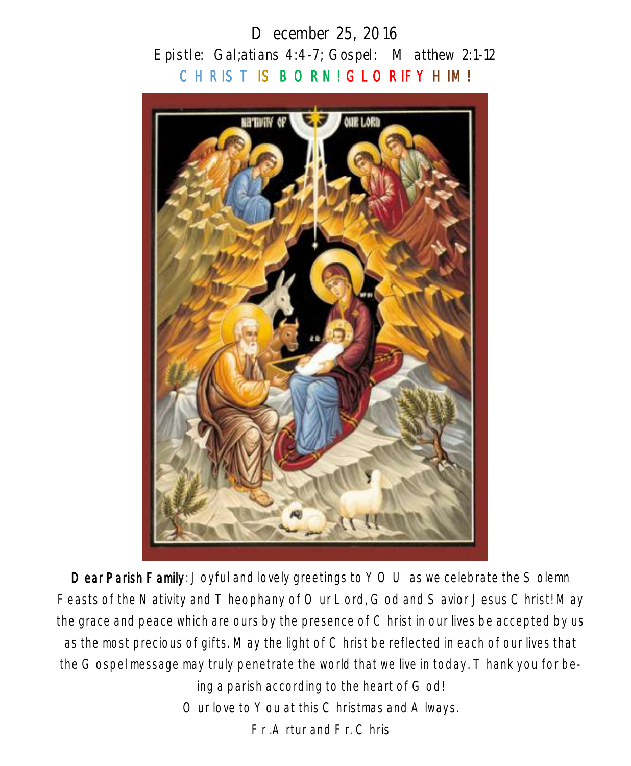December 25, 2016

Epistle: Gal;atians 4:4-7; Gospel: Matthew 2:1-12

CHRIST IS BORN! GLORIFY HIM!

**Dear Parish Family**: Joyful and lovely greetings to YOU as we celebrate the Solemn Feasts of the Nativity and Theophany of Our Lord, God and Savior Jesus Christ! May the grace and peace which are ours by the presence of Christ in our lives be accepted by us as the most precious of gifts. May the light of Christ be reflected in each of our lives that the Gospel message may truly penetrate the world that we live in today. Thank you for being a parish according to the heart of God!

Our love to You at this Christmas and Always.

Fr. Artur and Fr. Chris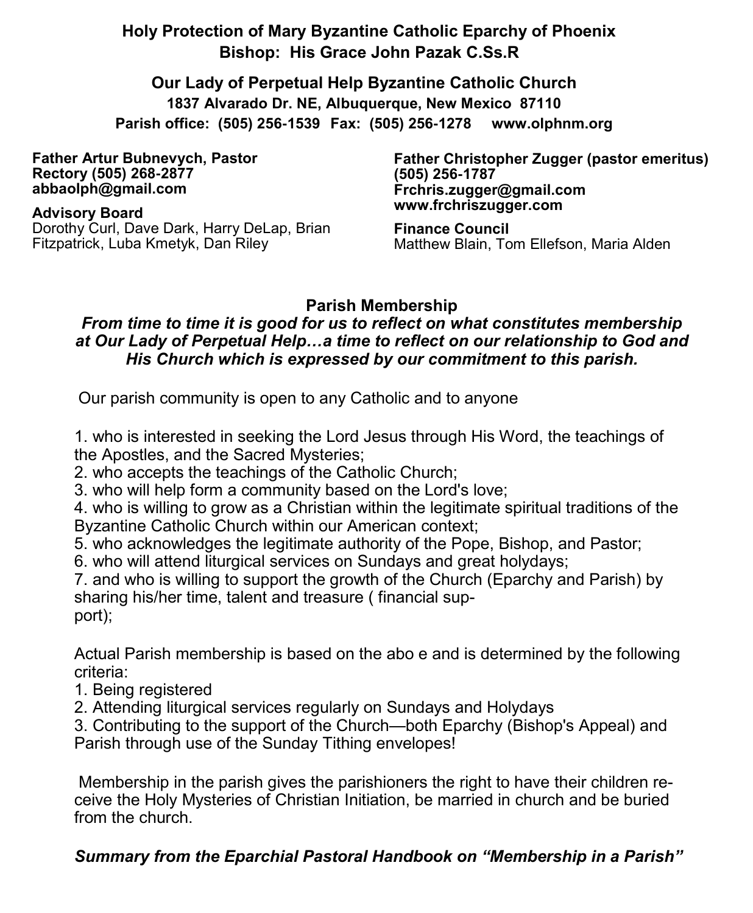**Holy Protection of Mary Byzantine Catholic Eparchy of Phoenix**
**Bishop: His Grace John Pazak C.Ss.R**

**Our Lady of Perpetual Help Byzantine Catholic Church**
**1837 Alvarado Dr. NE, Albuquerque, New Mexico 87110**
**Parish office: (505) 256-1539 Fax: (505) 256-1278 www.olphnm.org**

**Father Artur Bubnevych, Pastor**
**Rectory (505) 268-2877**
**abbaolph@gmail.com**

**Advisory Board**
Dorothy Curl, Dave Dark, Harry DeLap, Brian Fitzpatrick, Luba Kmetyk, Dan Riley

**Father Christopher Zugger (pastor emeritus)**
**(505) 256-1787**
**Frchris.zugger@gmail.com**
**www.frchriszugger.com**

**Finance Council**
Matthew Blain, Tom Ellefson, Maria Alden

## Parish Membership

***From time to time it is good for us to reflect on what constitutes membership at Our Lady of Perpetual Help…a time to reflect on our relationship to God and His Church which is expressed by our commitment to this parish.***

Our parish community is open to any Catholic and to anyone

1. who is interested in seeking the Lord Jesus through His Word, the teachings of the Apostles, and the Sacred Mysteries;
2. who accepts the teachings of the Catholic Church;
3. who will help form a community based on the Lord's love;
4. who is willing to grow as a Christian within the legitimate spiritual traditions of the Byzantine Catholic Church within our American context;
5. who acknowledges the legitimate authority of the Pope, Bishop, and Pastor;
6. who will attend liturgical services on Sundays and great holydays;
7. and who is willing to support the growth of the Church (Eparchy and Parish) by sharing his/her time, talent and treasure ( financial support);

Actual Parish membership is based on the abo e and is determined by the following criteria:

1. Being registered
2. Attending liturgical services regularly on Sundays and Holydays
3. Contributing to the support of the Church—both Eparchy (Bishop's Appeal) and Parish through use of the Sunday Tithing envelopes!

Membership in the parish gives the parishioners the right to have their children receive the Holy Mysteries of Christian Initiation, be married in church and be buried from the church.

***Summary from the Eparchial Pastoral Handbook on "Membership in a Parish"***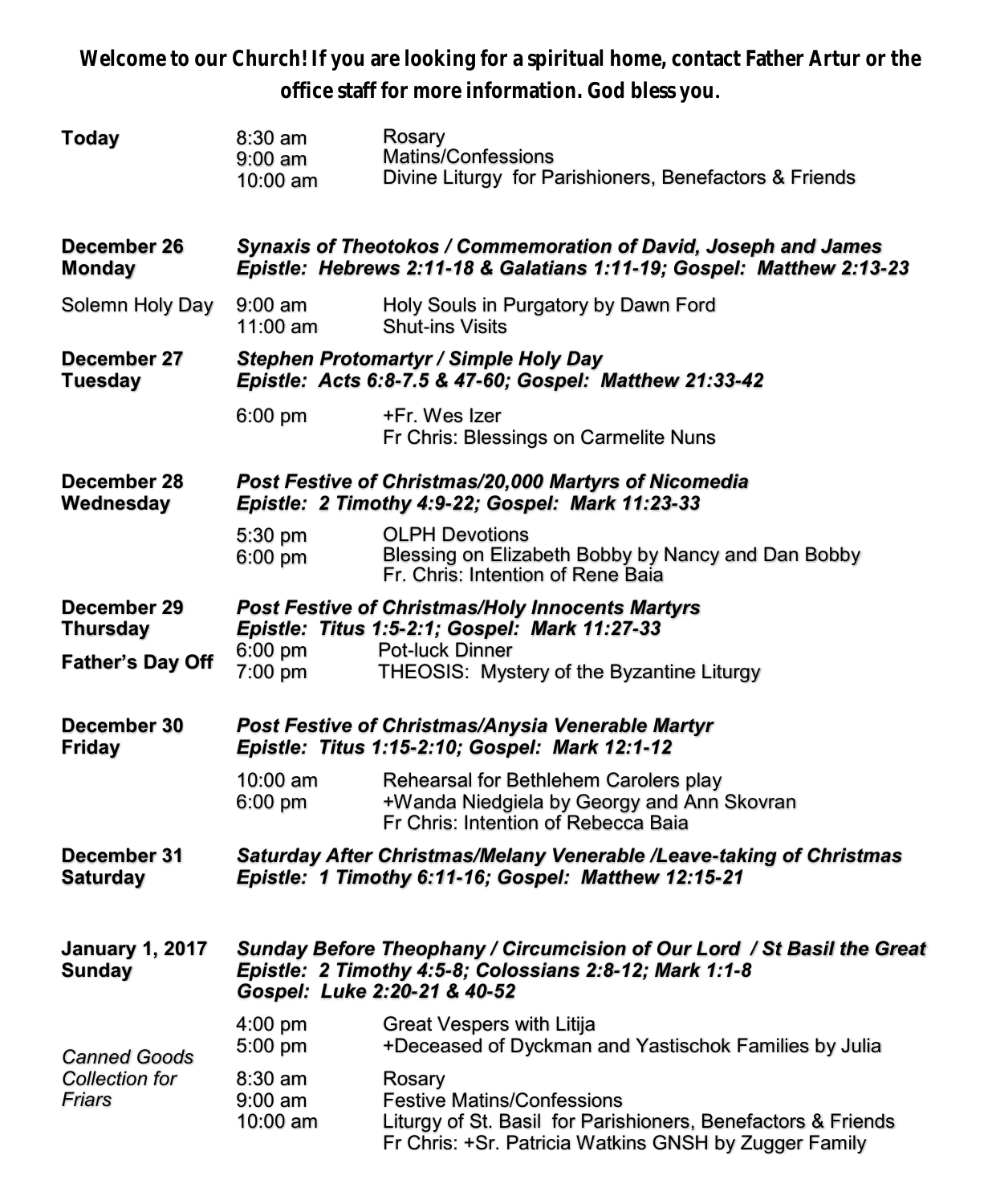**Welcome to our Church! If you are looking for a spiritual home, contact Father Artur or the office staff for more information. God bless you.**

| | | |
|---|---|---|
| **Today** | 8:30 am<br>9:00 am<br>10:00 am | Rosary<br>Matins/Confessions<br>Divine Liturgy for Parishioners, Benefactors & Friends |
| **December 26**<br>**Monday** | ***Synaxis of Theotokos / Commemoration of David, Joseph and James***<br>***Epistle: Hebrews 2:11-18 & Galatians 1:11-19; Gospel: Matthew 2:13-23*** | |
| Solemn Holy Day | 9:00 am<br>11:00 am | Holy Souls in Purgatory by Dawn Ford<br>Shut-ins Visits |
| **December 27**<br>**Tuesday** | ***Stephen Protomartyr / Simple Holy Day***<br>***Epistle: Acts 6:8-7.5 & 47-60; Gospel: Matthew 21:33-42*** | |
| | 6:00 pm | +Fr. Wes Izer<br>Fr Chris: Blessings on Carmelite Nuns |
| **December 28**<br>**Wednesday** | ***Post Festive of Christmas/20,000 Martyrs of Nicomedia***<br>***Epistle: 2 Timothy 4:9-22; Gospel: Mark 11:23-33*** | |
| | 5:30 pm<br>6:00 pm | OLPH Devotions<br>Blessing on Elizabeth Bobby by Nancy and Dan Bobby<br>Fr. Chris: Intention of Rene Baia |
| **December 29**<br>**Thursday** | ***Post Festive of Christmas/Holy Innocents Martyrs***<br>***Epistle: Titus 1:5-2:1; Gospel: Mark 11:27-33*** | |
| **Father's Day Off** | 6:00 pm<br>7:00 pm | Pot-luck Dinner<br>THEOSIS: Mystery of the Byzantine Liturgy |
| **December 30**<br>**Friday** | ***Post Festive of Christmas/Anysia Venerable Martyr***<br>***Epistle: Titus 1:15-2:10; Gospel: Mark 12:1-12*** | |
| | 10:00 am<br>6:00 pm | Rehearsal for Bethlehem Carolers play<br>+Wanda Niedgiela by Georgy and Ann Skovran<br>Fr Chris: Intention of Rebecca Baia |
| **December 31**<br>**Saturday** | ***Saturday After Christmas/Melany Venerable /Leave-taking of Christmas***<br>***Epistle: 1 Timothy 6:11-16; Gospel: Matthew 12:15-21*** | |
| **January 1, 2017**<br>**Sunday** | ***Sunday Before Theophany / Circumcision of Our Lord / St Basil the Great***<br>***Epistle: 2 Timothy 4:5-8; Colossians 2:8-12; Mark 1:1-8***<br>***Gospel: Luke 2:20-21 & 40-52*** | |
| | 4:00 pm<br>5:00 pm | Great Vespers with Litija<br>+Deceased of Dyckman and Yastischok Families by Julia |
| *Canned Goods Collection for Friars* | 8:30 am<br>9:00 am<br>10:00 am | Rosary<br>Festive Matins/Confessions<br>Liturgy of St. Basil for Parishioners, Benefactors & Friends<br>Fr Chris: +Sr. Patricia Watkins GNSH by Zugger Family |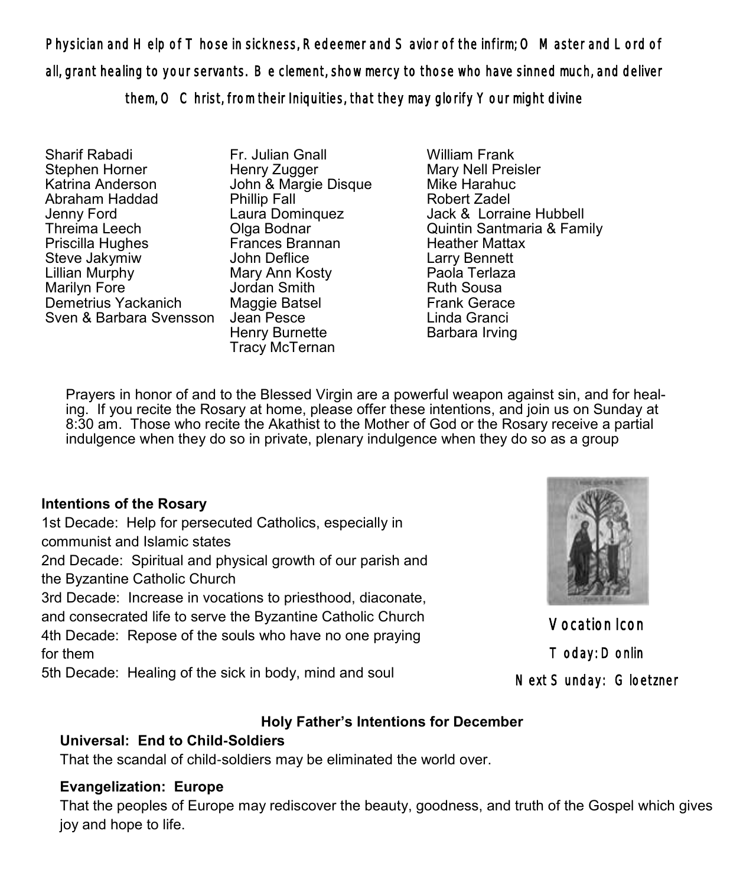**Physician and Help of Those in sickness, Redeemer and Savior of the infirm; O Master and Lord of all, grant healing to your servants. Be clement, show mercy to those who have sinned much, and deliver them, O Christ, from their Iniquities, that they may glorify Your might divine**

Sharif Rabadi
Stephen Horner
Katrina Anderson
Abraham Haddad
Jenny Ford
Threima Leech
Priscilla Hughes
Steve Jakymiw
Lillian Murphy
Marilyn Fore
Demetrius Yackanich
Sven & Barbara Svensson

Fr. Julian Gnall
Henry Zugger
John & Margie Disque
Phillip Fall
Laura Dominquez
Olga Bodnar
Frances Brannan
John Deflice
Mary Ann Kosty
Jordan Smith
Maggie Batsel
Jean Pesce
Henry Burnette
Tracy McTernan

William Frank
Mary Nell Preisler
Mike Harahuc
Robert Zadel
Jack & Lorraine Hubbell
Quintin Santmaria & Family
Heather Mattax
Larry Bennett
Paola Terlaza
Ruth Sousa
Frank Gerace
Linda Granci
Barbara Irving

Prayers in honor of and to the Blessed Virgin are a powerful weapon against sin, and for healing. If you recite the Rosary at home, please offer these intentions, and join us on Sunday at 8:30 am. Those who recite the Akathist to the Mother of God or the Rosary receive a partial indulgence when they do so in private, plenary indulgence when they do so as a group

**Intentions of the Rosary**

1st Decade: Help for persecuted Catholics, especially in communist and Islamic states
2nd Decade: Spiritual and physical growth of our parish and the Byzantine Catholic Church
3rd Decade: Increase in vocations to priesthood, diaconate, and consecrated life to serve the Byzantine Catholic Church
4th Decade: Repose of the souls who have no one praying for them
5th Decade: Healing of the sick in body, mind and soul

Vocation Icon
Today: Donlin
Next Sunday: Gloetzner

### Holy Father's Intentions for December

**Universal: End to Child-Soldiers**

That the scandal of child-soldiers may be eliminated the world over.

**Evangelization: Europe**

That the peoples of Europe may rediscover the beauty, goodness, and truth of the Gospel which gives joy and hope to life.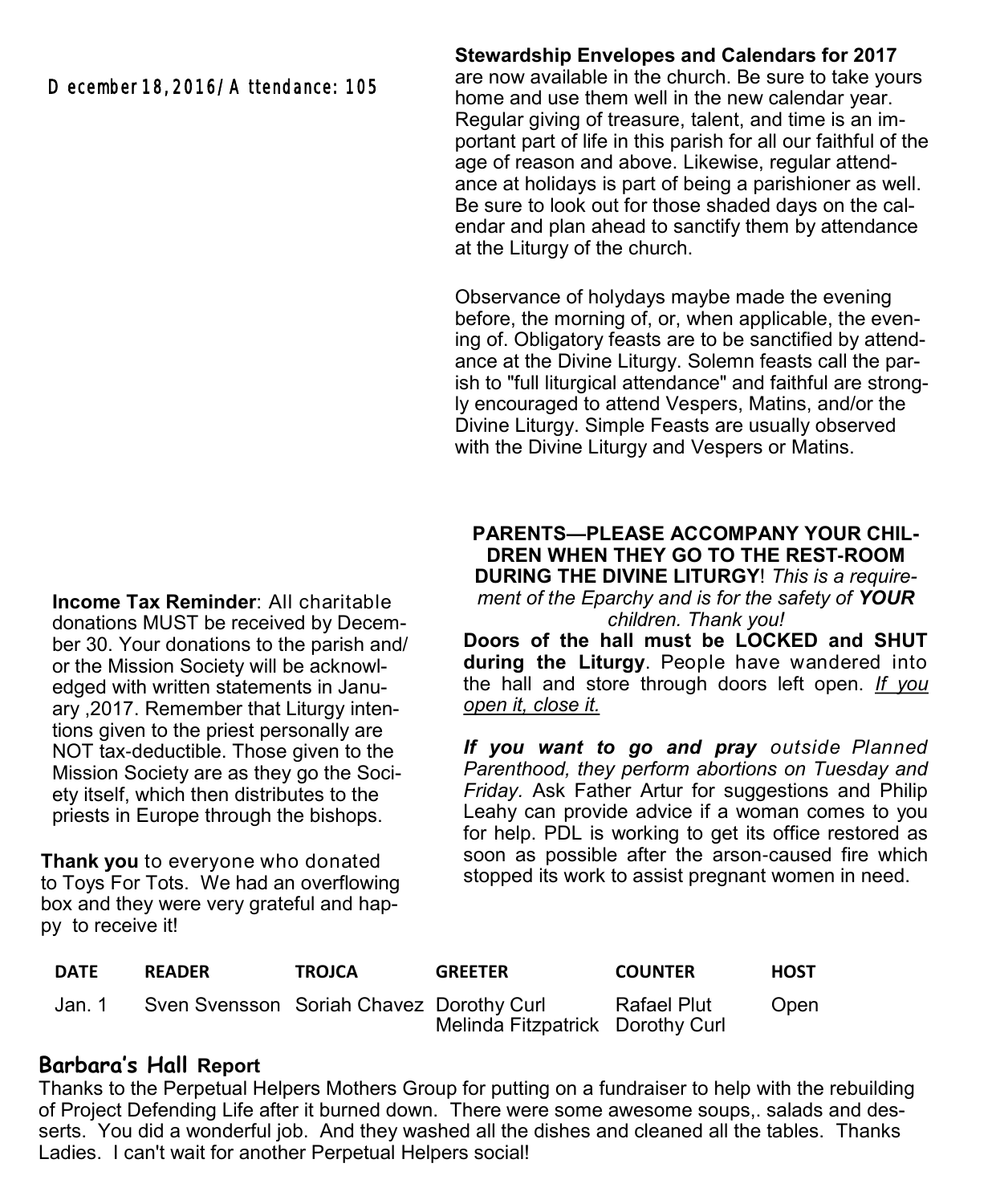December 18, 2016 / Attendance: 105

**Income Tax Reminder**: All charitable donations MUST be received by December 30. Your donations to the parish and/ or the Mission Society will be acknowledged with written statements in January ,2017. Remember that Liturgy intentions given to the priest personally are NOT tax-deductible. Those given to the Mission Society are as they go the Society itself, which then distributes to the priests in Europe through the bishops.

**Thank you** to everyone who donated to Toys For Tots. We had an overflowing box and they were very grateful and happy to receive it!

**Stewardship Envelopes and Calendars for 2017** are now available in the church. Be sure to take yours home and use them well in the new calendar year. Regular giving of treasure, talent, and time is an important part of life in this parish for all our faithful of the age of reason and above. Likewise, regular attendance at holidays is part of being a parishioner as well. Be sure to look out for those shaded days on the calendar and plan ahead to sanctify them by attendance at the Liturgy of the church.

Observance of holydays maybe made the evening before, the morning of, or, when applicable, the evening of. Obligatory feasts are to be sanctified by attendance at the Divine Liturgy. Solemn feasts call the parish to "full liturgical attendance" and faithful are strongly encouraged to attend Vespers, Matins, and/or the Divine Liturgy. Simple Feasts are usually observed with the Divine Liturgy and Vespers or Matins.

**PARENTS—PLEASE ACCOMPANY YOUR CHILDREN WHEN THEY GO TO THE REST-ROOM DURING THE DIVINE LITURGY**! *This is a requirement of the Eparchy and is for the safety of **YOUR** children. Thank you!*

**Doors of the hall must be LOCKED and SHUT during the Liturgy**. People have wandered into the hall and store through doors left open. *If you open it, close it.*

***If you want to go and pray** outside Planned Parenthood, they perform abortions on Tuesday and Friday.* Ask Father Artur for suggestions and Philip Leahy can provide advice if a woman comes to you for help. PDL is working to get its office restored as soon as possible after the arson-caused fire which stopped its work to assist pregnant women in need.

| DATE | READER | TROJCA | GREETER | COUNTER | HOST |
|---|---|---|---|---|---|
| Jan. 1 | Sven Svensson | Soriah Chavez | Dorothy Curl<br>Melinda Fitzpatrick | Rafael Plut<br>Dorothy Curl | Open |

## Barbara's Hall Report

Thanks to the Perpetual Helpers Mothers Group for putting on a fundraiser to help with the rebuilding of Project Defending Life after it burned down. There were some awesome soups,. salads and desserts. You did a wonderful job. And they washed all the dishes and cleaned all the tables. Thanks Ladies. I can't wait for another Perpetual Helpers social!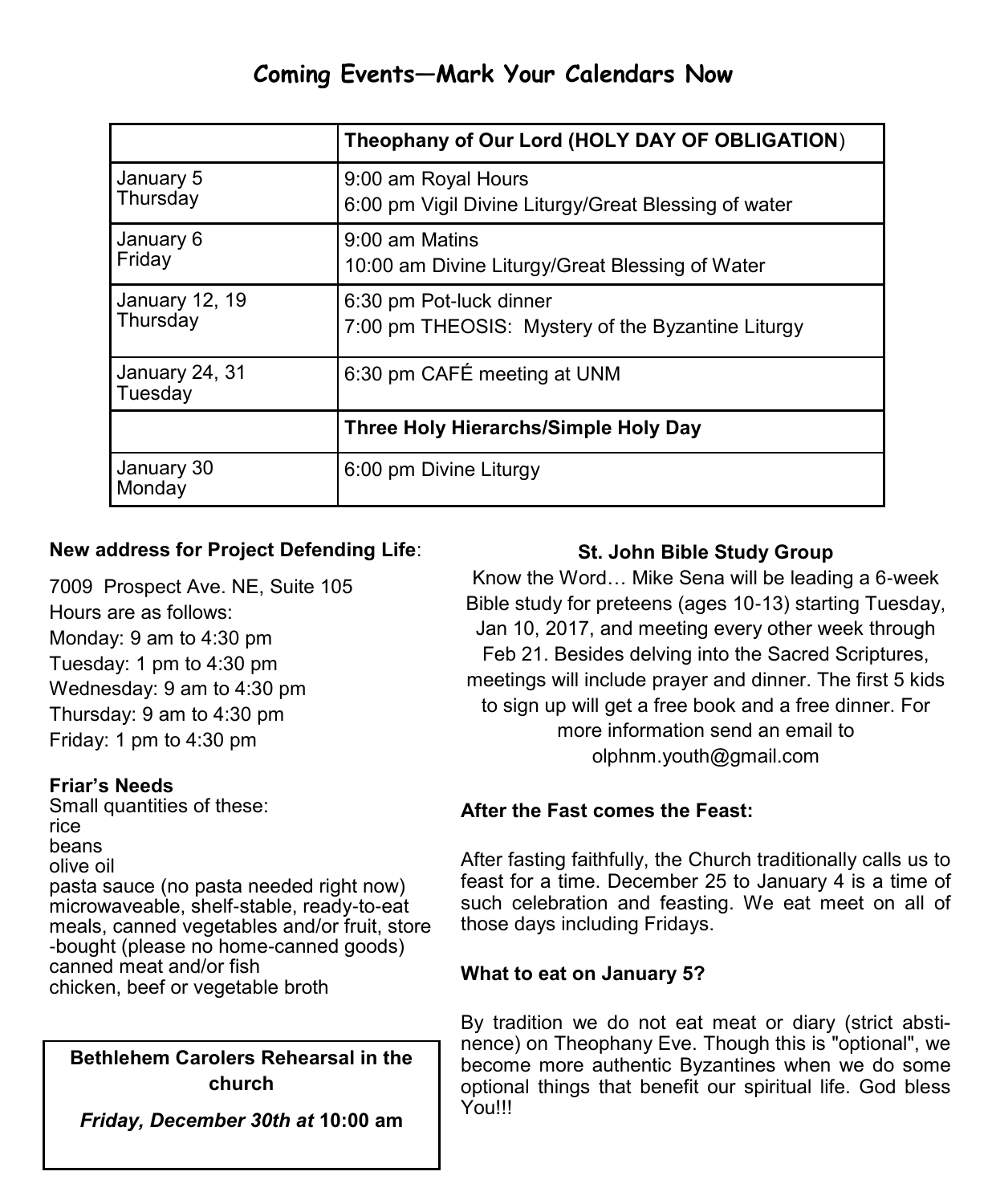# Coming Events—Mark Your Calendars Now

| | **Theophany of Our Lord (HOLY DAY OF OBLIGATION)** |
|---|---|
| January 5<br>Thursday | 9:00 am Royal Hours<br>6:00 pm Vigil Divine Liturgy/Great Blessing of water |
| January 6<br>Friday | 9:00 am Matins<br>10:00 am Divine Liturgy/Great Blessing of Water |
| January 12, 19<br>Thursday | 6:30 pm Pot-luck dinner<br>7:00 pm THEOSIS: Mystery of the Byzantine Liturgy |
| January 24, 31<br>Tuesday | 6:30 pm CAFÉ meeting at UNM |
| | **Three Holy Hierarchs/Simple Holy Day** |
| January 30<br>Monday | 6:00 pm Divine Liturgy |

**New address for Project Defending Life**:

7009 Prospect Ave. NE, Suite 105
Hours are as follows:
Monday: 9 am to 4:30 pm
Tuesday: 1 pm to 4:30 pm
Wednesday: 9 am to 4:30 pm
Thursday: 9 am to 4:30 pm
Friday: 1 pm to 4:30 pm

**Friar's Needs**
Small quantities of these:
rice
beans
olive oil
pasta sauce (no pasta needed right now)
microwaveable, shelf-stable, ready-to-eat meals, canned vegetables and/or fruit, store-bought (please no home-canned goods)
canned meat and/or fish
chicken, beef or vegetable broth

**Bethlehem Carolers Rehearsal in the church**

***Friday, December 30th at* 10:00 am**

**St. John Bible Study Group**

Know the Word… Mike Sena will be leading a 6-week Bible study for preteens (ages 10-13) starting Tuesday, Jan 10, 2017, and meeting every other week through Feb 21. Besides delving into the Sacred Scriptures, meetings will include prayer and dinner. The first 5 kids to sign up will get a free book and a free dinner. For more information send an email to olphnm.youth@gmail.com

**After the Fast comes the Feast:**

After fasting faithfully, the Church traditionally calls us to feast for a time. December 25 to January 4 is a time of such celebration and feasting. We eat meet on all of those days including Fridays.

**What to eat on January 5?**

By tradition we do not eat meat or diary (strict abstinence) on Theophany Eve. Though this is "optional", we become more authentic Byzantines when we do some optional things that benefit our spiritual life. God bless You!!!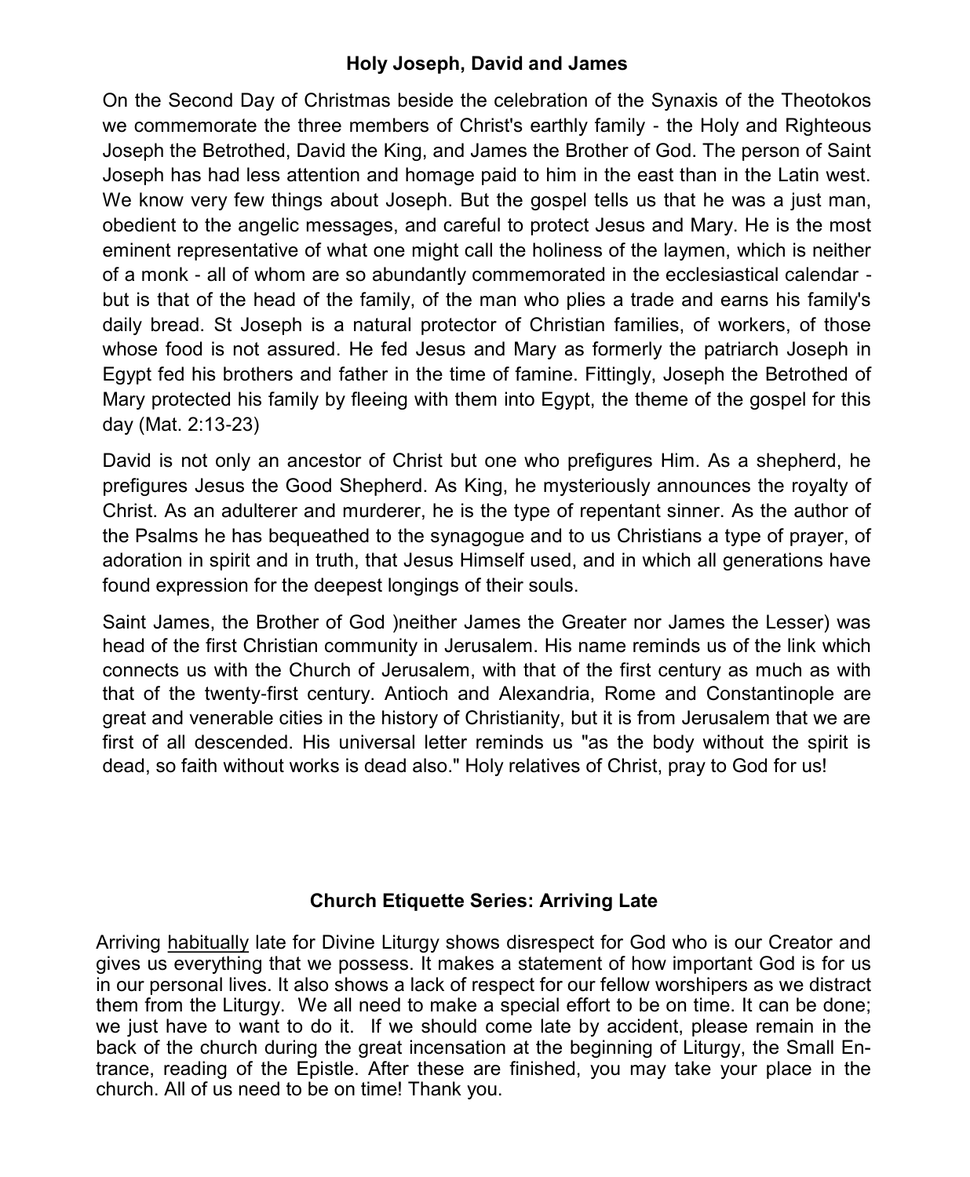## Holy Joseph, David and James

On the Second Day of Christmas beside the celebration of the Synaxis of the Theotokos we commemorate the three members of Christ's earthly family - the Holy and Righteous Joseph the Betrothed, David the King, and James the Brother of God. The person of Saint Joseph has had less attention and homage paid to him in the east than in the Latin west. We know very few things about Joseph. But the gospel tells us that he was a just man, obedient to the angelic messages, and careful to protect Jesus and Mary. He is the most eminent representative of what one might call the holiness of the laymen, which is neither of a monk - all of whom are so abundantly commemorated in the ecclesiastical calendar - but is that of the head of the family, of the man who plies a trade and earns his family's daily bread. St Joseph is a natural protector of Christian families, of workers, of those whose food is not assured. He fed Jesus and Mary as formerly the patriarch Joseph in Egypt fed his brothers and father in the time of famine. Fittingly, Joseph the Betrothed of Mary protected his family by fleeing with them into Egypt, the theme of the gospel for this day (Mat. 2:13-23)

David is not only an ancestor of Christ but one who prefigures Him. As a shepherd, he prefigures Jesus the Good Shepherd. As King, he mysteriously announces the royalty of Christ. As an adulterer and murderer, he is the type of repentant sinner. As the author of the Psalms he has bequeathed to the synagogue and to us Christians a type of prayer, of adoration in spirit and in truth, that Jesus Himself used, and in which all generations have found expression for the deepest longings of their souls.

Saint James, the Brother of God )neither James the Greater nor James the Lesser) was head of the first Christian community in Jerusalem. His name reminds us of the link which connects us with the Church of Jerusalem, with that of the first century as much as with that of the twenty-first century. Antioch and Alexandria, Rome and Constantinople are great and venerable cities in the history of Christianity, but it is from Jerusalem that we are first of all descended. His universal letter reminds us "as the body without the spirit is dead, so faith without works is dead also." Holy relatives of Christ, pray to God for us!

## Church Etiquette Series: Arriving Late

Arriving habitually late for Divine Liturgy shows disrespect for God who is our Creator and gives us everything that we possess. It makes a statement of how important God is for us in our personal lives. It also shows a lack of respect for our fellow worshipers as we distract them from the Liturgy. We all need to make a special effort to be on time. It can be done; we just have to want to do it. If we should come late by accident, please remain in the back of the church during the great incensation at the beginning of Liturgy, the Small Entrance, reading of the Epistle. After these are finished, you may take your place in the church. All of us need to be on time! Thank you.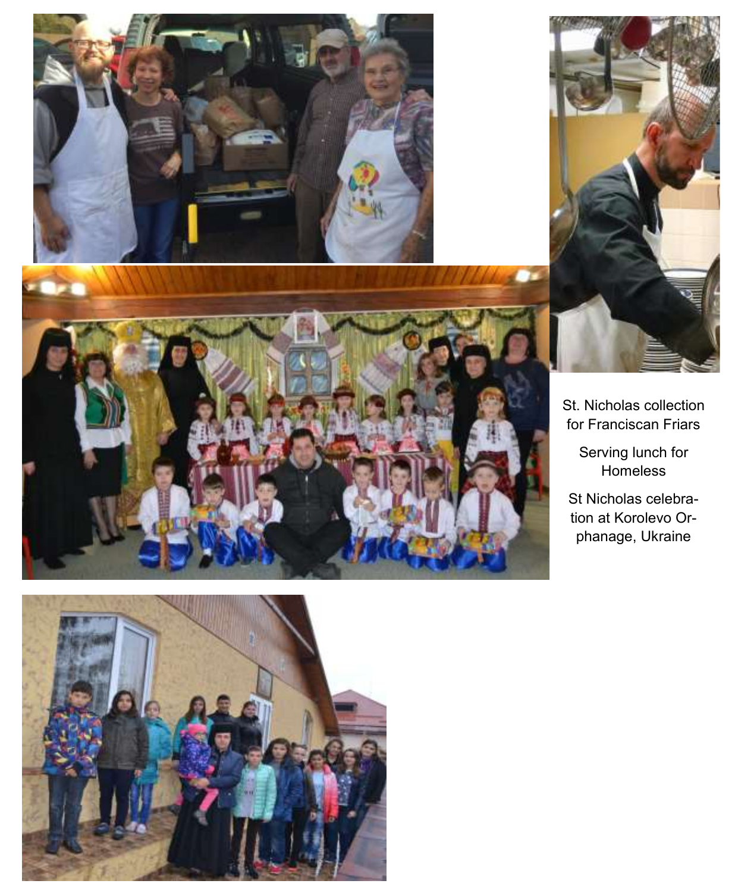St. Nicholas collection for Franciscan Friars

Serving lunch for Homeless

St Nicholas celebration at Korolevo Orphanage, Ukraine